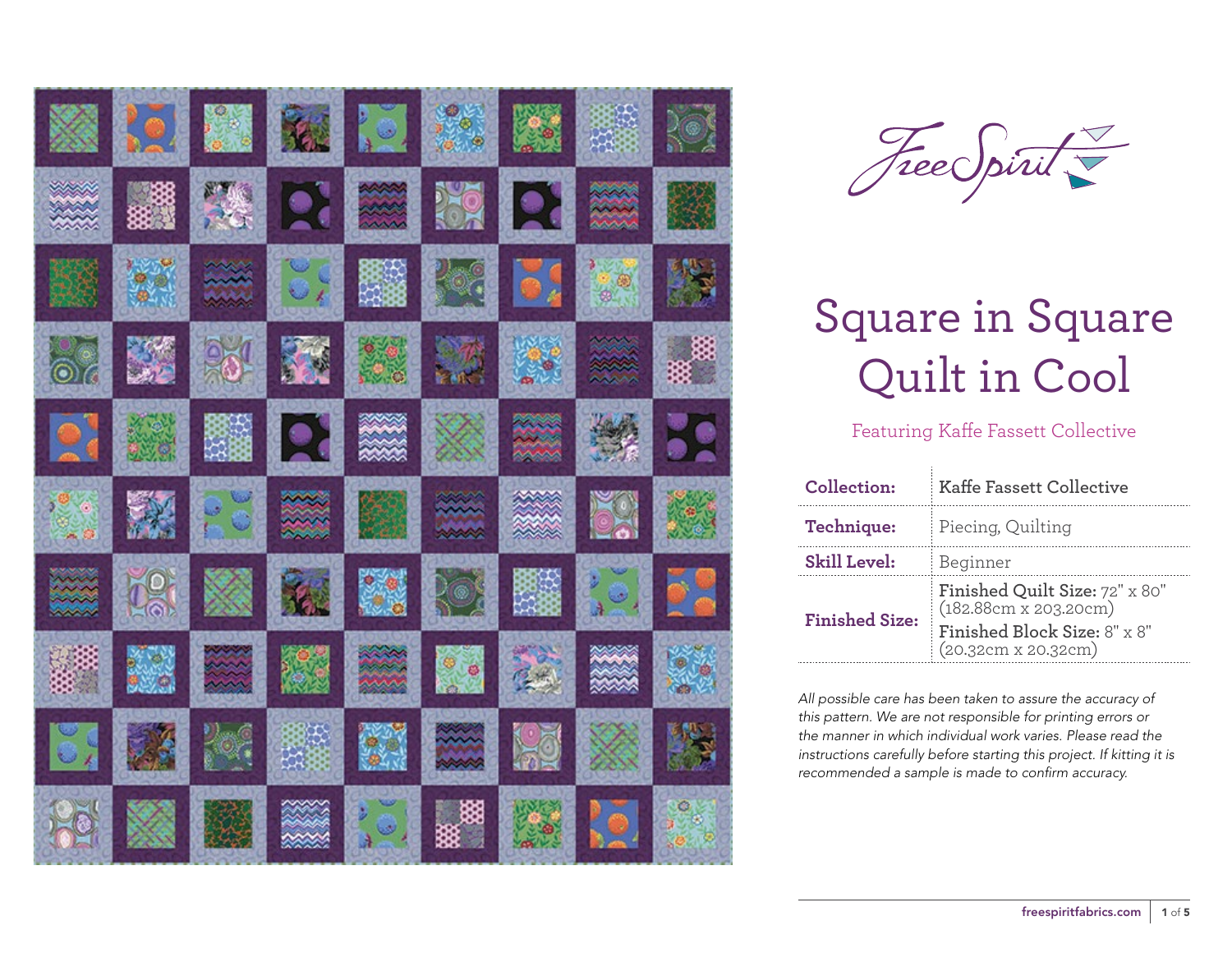FreeSpirit

# Square in Square Quilt in Cool

Featuring Kaffe Fassett Collective

| | |
|---|---|
| **Collection:** | Kaffe Fassett Collective |
| **Technique:** | Piecing, Quilting |
| **Skill Level:** | Beginner |
| **Finished Size:** | **Finished Quilt Size:** 72" x 80" (182.88cm x 203.20cm) **Finished Block Size:** 8" x 8" (20.32cm x 20.32cm) |

*All possible care has been taken to assure the accuracy of this pattern. We are not responsible for printing errors or the manner in which individual work varies. Please read the instructions carefully before starting this project. If kitting it is recommended a sample is made to confirm accuracy.*

freespiritfabrics.com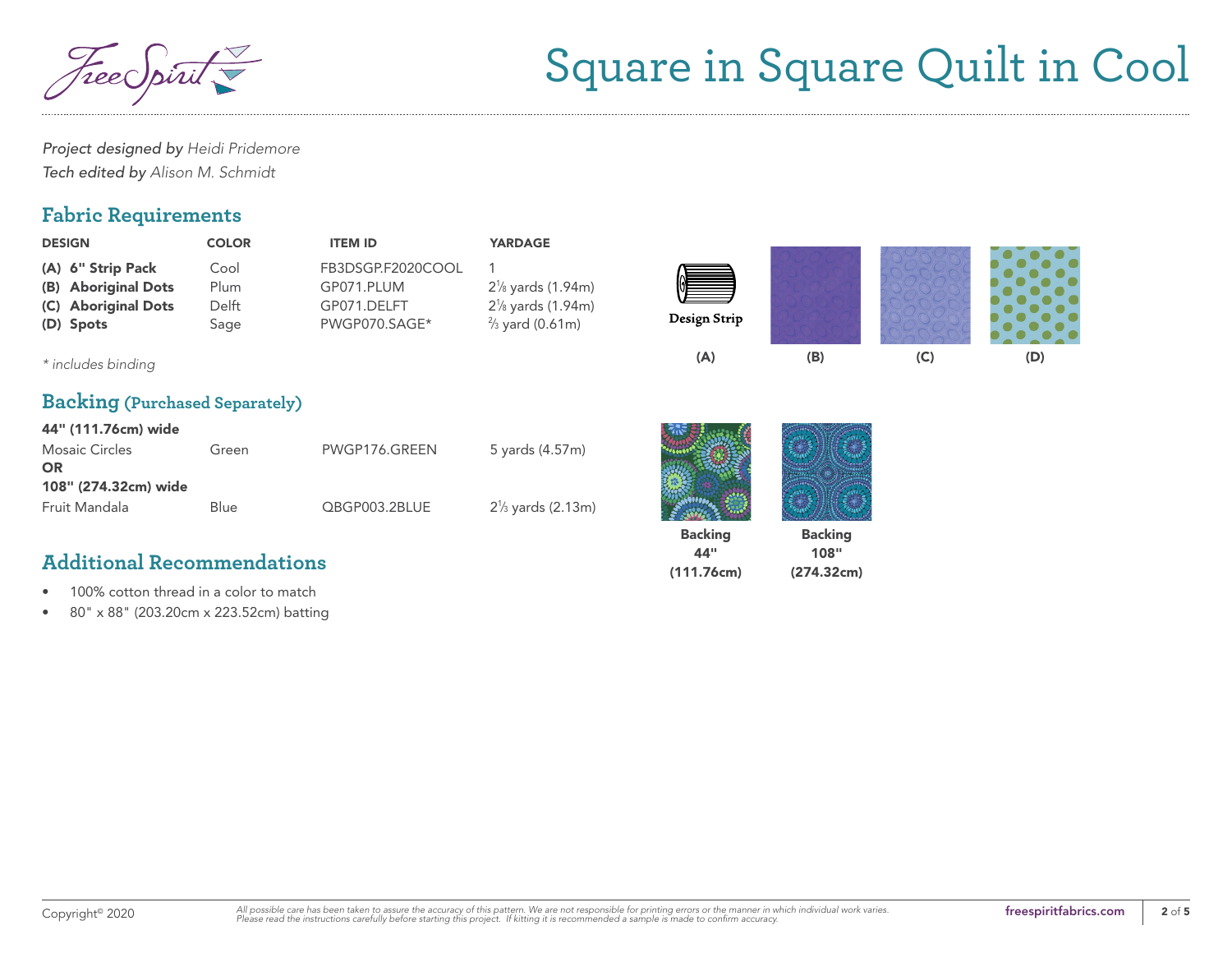# Square in Square Quilt in Cool

*Project designed by* *Heidi Pridemore*
*Tech edited by* *Alison M. Schmidt*

## Fabric Requirements

| DESIGN | COLOR | ITEM ID | YARDAGE |
|---|---|---|---|
| **(A) 6" Strip Pack** | Cool | FB3DSGP.F2020COOL | 1 |
| **(B) Aboriginal Dots** | Plum | GP071.PLUM | 2⅛ yards (1.94m) |
| **(C) Aboriginal Dots** | Delft | GP071.DELFT | 2⅛ yards (1.94m) |
| **(D) Spots** | Sage | PWGP070.SAGE* | ⅔ yard (0.61m) |

*\* includes binding*

Design Strip

(A) (B) (C) (D)

## Backing (Purchased Separately)

| **44" (111.76cm) wide** | | | |
|---|---|---|---|
| Mosaic Circles | Green | PWGP176.GREEN | 5 yards (4.57m) |
| **OR** | | | |
| **108" (274.32cm) wide** | | | |
| Fruit Mandala | Blue | QBGP003.2BLUE | 2⅓ yards (2.13m) |

**Backing 44" (111.76cm)**

**Backing 108" (274.32cm)**

## Additional Recommendations

- 100% cotton thread in a color to match
- 80" x 88" (203.20cm x 223.52cm) batting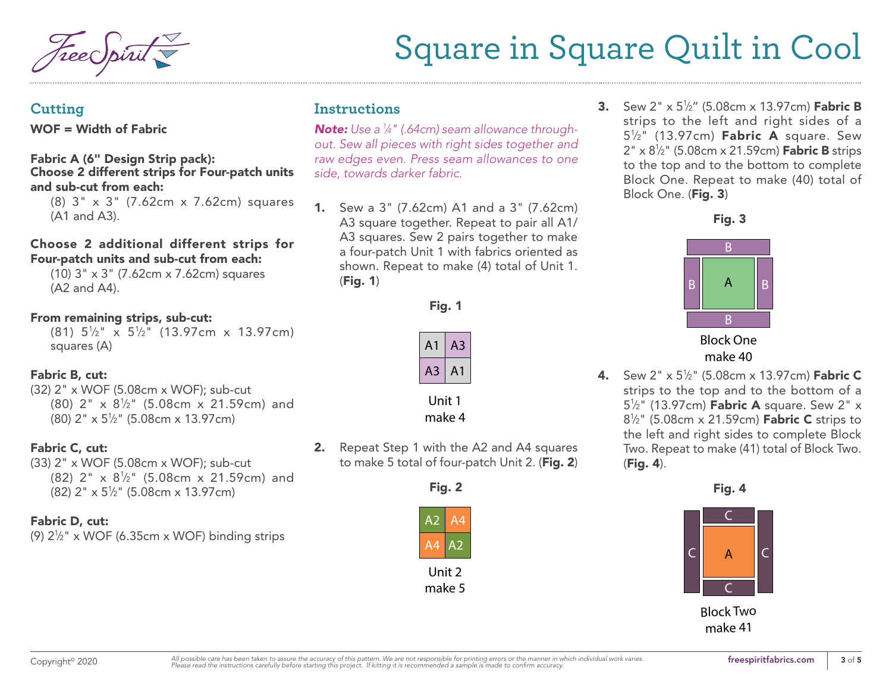# Square in Square Quilt in Cool

## Cutting

**WOF = Width of Fabric**

**Fabric A (6" Design Strip pack):**
**Choose 2 different strips for Four-patch units and sub-cut from each:**

(8) 3" x 3" (7.62cm x 7.62cm) squares (A1 and A3).

**Choose 2 additional different strips for Four-patch units and sub-cut from each:**

(10) 3" x 3" (7.62cm x 7.62cm) squares (A2 and A4).

**From remaining strips, sub-cut:**

(81) 5½" x 5½" (13.97cm x 13.97cm) squares (A)

**Fabric B, cut:**

(32) 2" x WOF (5.08cm x WOF); sub-cut (80) 2" x 8½" (5.08cm x 21.59cm) and (80) 2" x 5½" (5.08cm x 13.97cm)

**Fabric C, cut:**

(33) 2" x WOF (5.08cm x WOF); sub-cut (82) 2" x 8½" (5.08cm x 21.59cm) and (82) 2" x 5½" (5.08cm x 13.97cm)

**Fabric D, cut:**

(9) 2½" x WOF (6.35cm x WOF) binding strips

## Instructions

***Note:*** *Use a ¼" (.64cm) seam allowance throughout. Sew all pieces with right sides together and raw edges even. Press seam allowances to one side, towards darker fabric.*

1. Sew a 3" (7.62cm) A1 and a 3" (7.62cm) A3 square together. Repeat to pair all A1/A3 squares. Sew 2 pairs together to make a four-patch Unit 1 with fabrics oriented as shown. Repeat to make (4) total of Unit 1. (**Fig. 1**)

**Fig. 1**

| A1 | A3 |
|---|---|
| A3 | A1 |

Unit 1
make 4

2. Repeat Step 1 with the A2 and A4 squares to make 5 total of four-patch Unit 2. (**Fig. 2**)

**Fig. 2**

| A2 | A4 |
|---|---|
| A4 | A2 |

Unit 2
make 5

3. Sew 2" x 5½" (5.08cm x 13.97cm) **Fabric B** strips to the left and right sides of a 5½" (13.97cm) **Fabric A** square. Sew 2" x 8½" (5.08cm x 21.59cm) **Fabric B** strips to the top and to the bottom to complete Block One. Repeat to make (40) total of Block One. (**Fig. 3**)

**Fig. 3**

Block One
make 40

4. Sew 2" x 5½" (5.08cm x 13.97cm) **Fabric C** strips to the top and to the bottom of a 5½" (13.97cm) **Fabric A** square. Sew 2" x 8½" (5.08cm x 21.59cm) **Fabric C** strips to the left and right sides to complete Block Two. Repeat to make (41) total of Block Two. (**Fig. 4**).

**Fig. 4**

Block Two
make 41

Copyright© 2020

*All possible care has been taken to assure the accuracy of this pattern. We are not responsible for printing errors or the manner in which individual work varies. Please read the instructions carefully before starting this project. If kitting it is recommended a sample is made to confirm accuracy.*

**freespiritfabrics.com**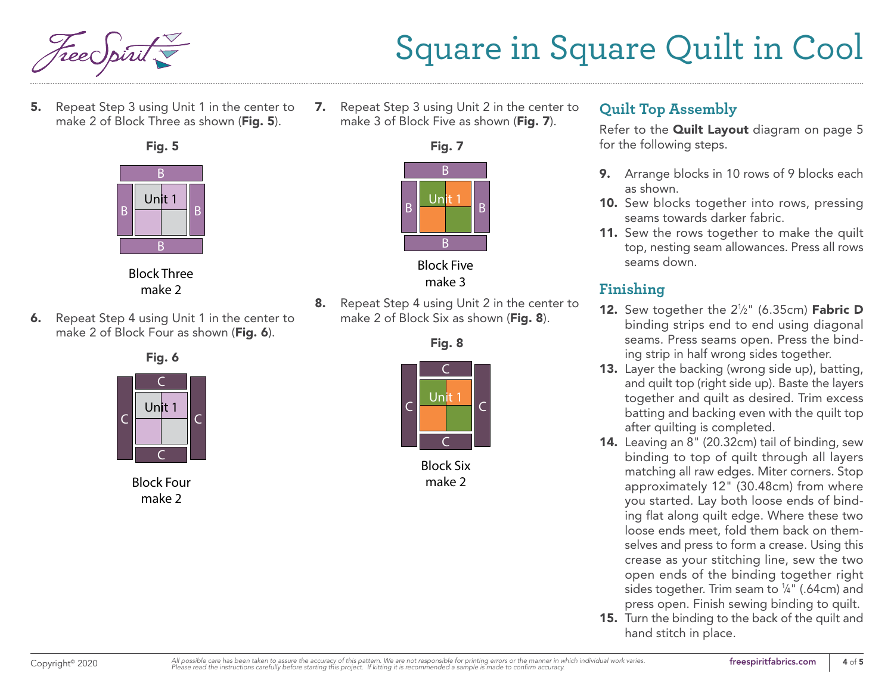5. Repeat Step 3 using Unit 1 in the center to make 2 of Block Three as shown (**Fig. 5**).

**Fig. 5**

B
B Unit 1 B
B

Block Three
make 2

6. Repeat Step 4 using Unit 1 in the center to make 2 of Block Four as shown (**Fig. 6**).

**Fig. 6**

C
C Unit 1 C
C

Block Four
make 2

7. Repeat Step 3 using Unit 2 in the center to make 3 of Block Five as shown (**Fig. 7**).

**Fig. 7**

B
B Unit 1 B
B

Block Five
make 3

8. Repeat Step 4 using Unit 2 in the center to make 2 of Block Six as shown (**Fig. 8**).

**Fig. 8**

C
C Unit 1 C
C

Block Six
make 2

## Quilt Top Assembly

Refer to the **Quilt Layout** diagram on page 5 for the following steps.

9. Arrange blocks in 10 rows of 9 blocks each as shown.
10. Sew blocks together into rows, pressing seams towards darker fabric.
11. Sew the rows together to make the quilt top, nesting seam allowances. Press all rows seams down.

## Finishing

12. Sew together the 2½" (6.35cm) **Fabric D** binding strips end to end using diagonal seams. Press seams open. Press the binding strip in half wrong sides together.
13. Layer the backing (wrong side up), batting, and quilt top (right side up). Baste the layers together and quilt as desired. Trim excess batting and backing even with the quilt top after quilting is completed.
14. Leaving an 8" (20.32cm) tail of binding, sew binding to top of quilt through all layers matching all raw edges. Miter corners. Stop approximately 12" (30.48cm) from where you started. Lay both loose ends of binding flat along quilt edge. Where these two loose ends meet, fold them back on themselves and press to form a crease. Using this crease as your stitching line, sew the two open ends of the binding together right sides together. Trim seam to ¼" (.64cm) and press open. Finish sewing binding to quilt.
15. Turn the binding to the back of the quilt and hand stitch in place.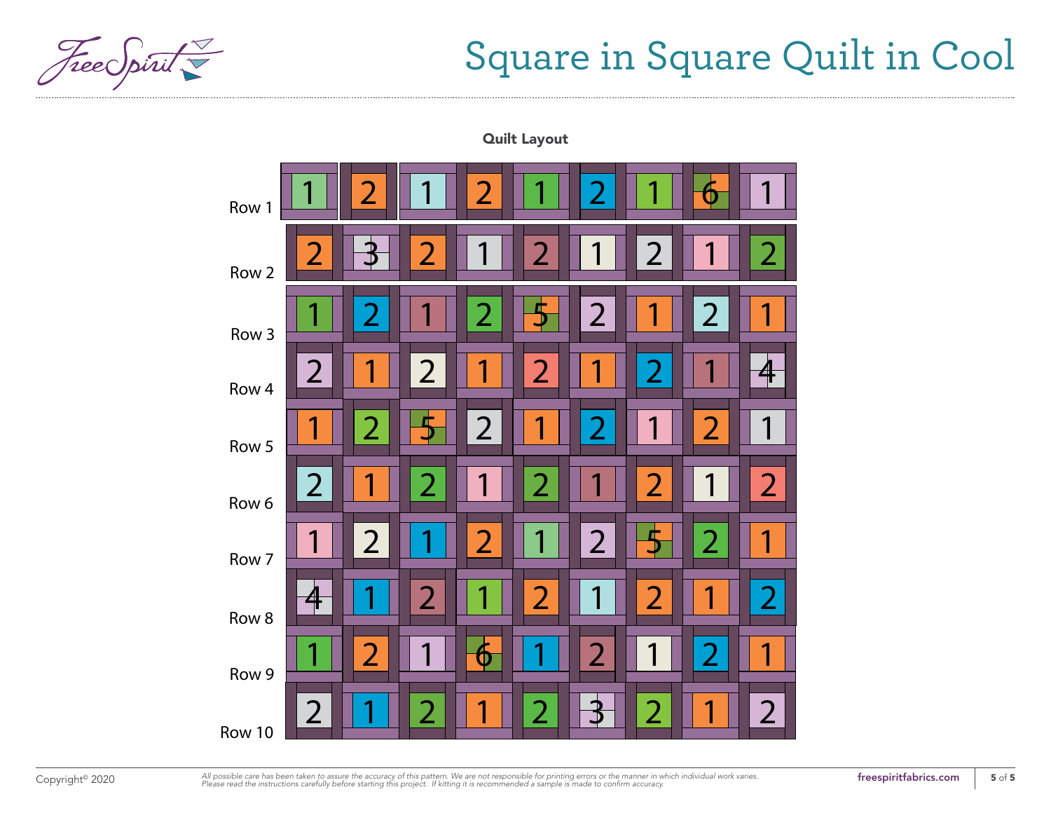# Square in Square Quilt in Cool

## Quilt Layout

Row 1: 1 2 1 2 1 2 1 6 1

Row 2: 2 3 2 1 2 1 2 1 2

Row 3: 1 2 1 2 5 2 1 2 1

Row 4: 2 1 2 1 2 1 2 1 4

Row 5: 1 2 5 2 1 2 1 2 1

Row 6: 2 1 2 1 2 1 2 1 2

Row 7: 1 2 1 2 1 2 5 2 1

Row 8: 4 1 2 1 2 1 2 1 2

Row 9: 1 2 1 6 1 2 1 2 1

Row 10: 2 1 2 1 2 3 2 1 2

Copyright© 2020

*All possible care has been taken to assure the accuracy of this pattern. We are not responsible for printing errors or the manner in which individual work varies. Please read the instructions carefully before starting this project. If kitting it is recommended a sample is made to confirm accuracy.*

**freespiritfabrics.com**